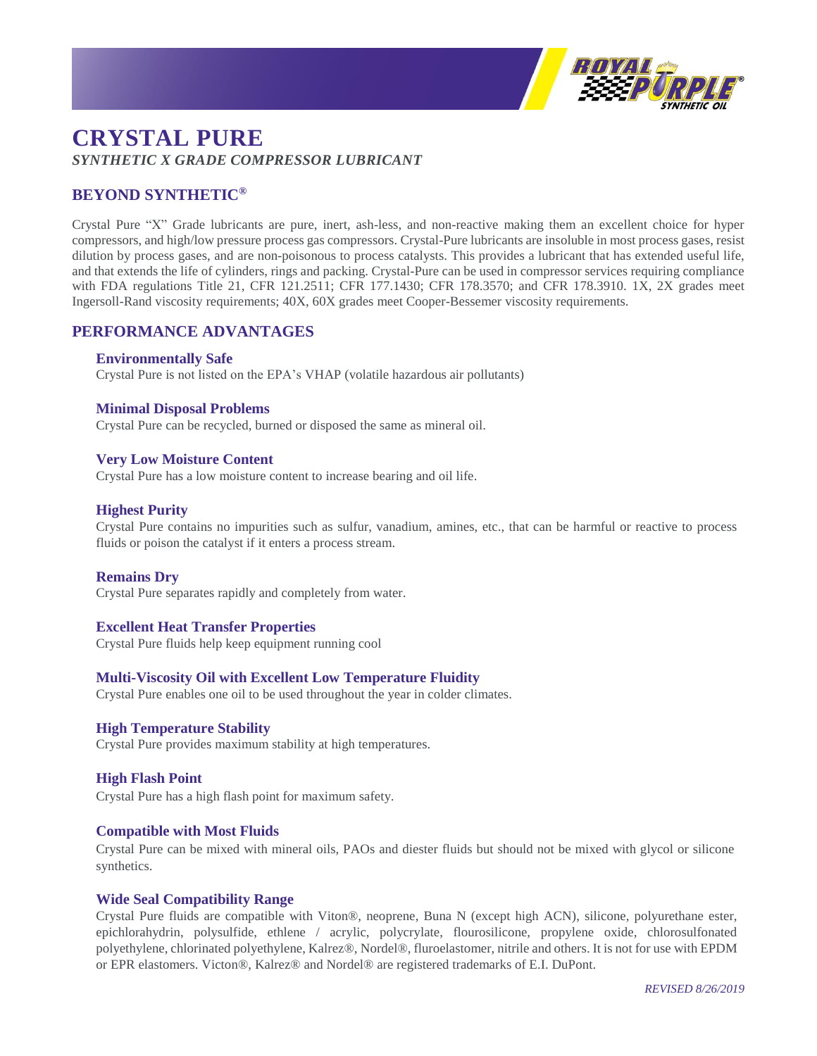# CRYSTAL PURE

*SYNTHETIC X GRADE COMPRESSOR LUBRICANT*

## BEYOND SYNTHETIC®

Crystal Pure "X" Grade lubricants are pure, inert, ash-less, and non-reactive making them an excellent choice for hyper compressors, and high/low pressure process gas compressors. Crystal-Pure lubricants are insoluble in most process gases, resist dilution by process gases, and are non-poisonous to process catalysts. This provides a lubricant that has extended useful life, and that extends the life of cylinders, rings and packing. Crystal-Pure can be used in compressor services requiring compliance with FDA regulations Title 21, CFR 121.2511; CFR 177.1430; CFR 178.3570; and CFR 178.3910. 1X, 2X grades meet Ingersoll-Rand viscosity requirements; 40X, 60X grades meet Cooper-Bessemer viscosity requirements.

## PERFORMANCE ADVANTAGES

### Environmentally Safe

Crystal Pure is not listed on the EPA's VHAP (volatile hazardous air pollutants)

### Minimal Disposal Problems

Crystal Pure can be recycled, burned or disposed the same as mineral oil.

### Very Low Moisture Content

Crystal Pure has a low moisture content to increase bearing and oil life.

### Highest Purity

Crystal Pure contains no impurities such as sulfur, vanadium, amines, etc., that can be harmful or reactive to process fluids or poison the catalyst if it enters a process stream.

### Remains Dry

Crystal Pure separates rapidly and completely from water.

### Excellent Heat Transfer Properties

Crystal Pure fluids help keep equipment running cool

### Multi-Viscosity Oil with Excellent Low Temperature Fluidity

Crystal Pure enables one oil to be used throughout the year in colder climates.

### High Temperature Stability

Crystal Pure provides maximum stability at high temperatures.

### High Flash Point

Crystal Pure has a high flash point for maximum safety.

### Compatible with Most Fluids

Crystal Pure can be mixed with mineral oils, PAOs and diester fluids but should not be mixed with glycol or silicone synthetics.

### Wide Seal Compatibility Range

Crystal Pure fluids are compatible with Viton®, neoprene, Buna N (except high ACN), silicone, polyurethane ester, epichlorahydrin, polysulfide, ethlene / acrylic, polycrylate, flourosilicone, propylene oxide, chlorosulfonated polyethylene, chlorinated polyethylene, Kalrez®, Nordel®, fluroelastomer, nitrile and others. It is not for use with EPDM or EPR elastomers. Victon®, Kalrez® and Nordel® are registered trademarks of E.I. DuPont.

*REVISED 8/26/2019*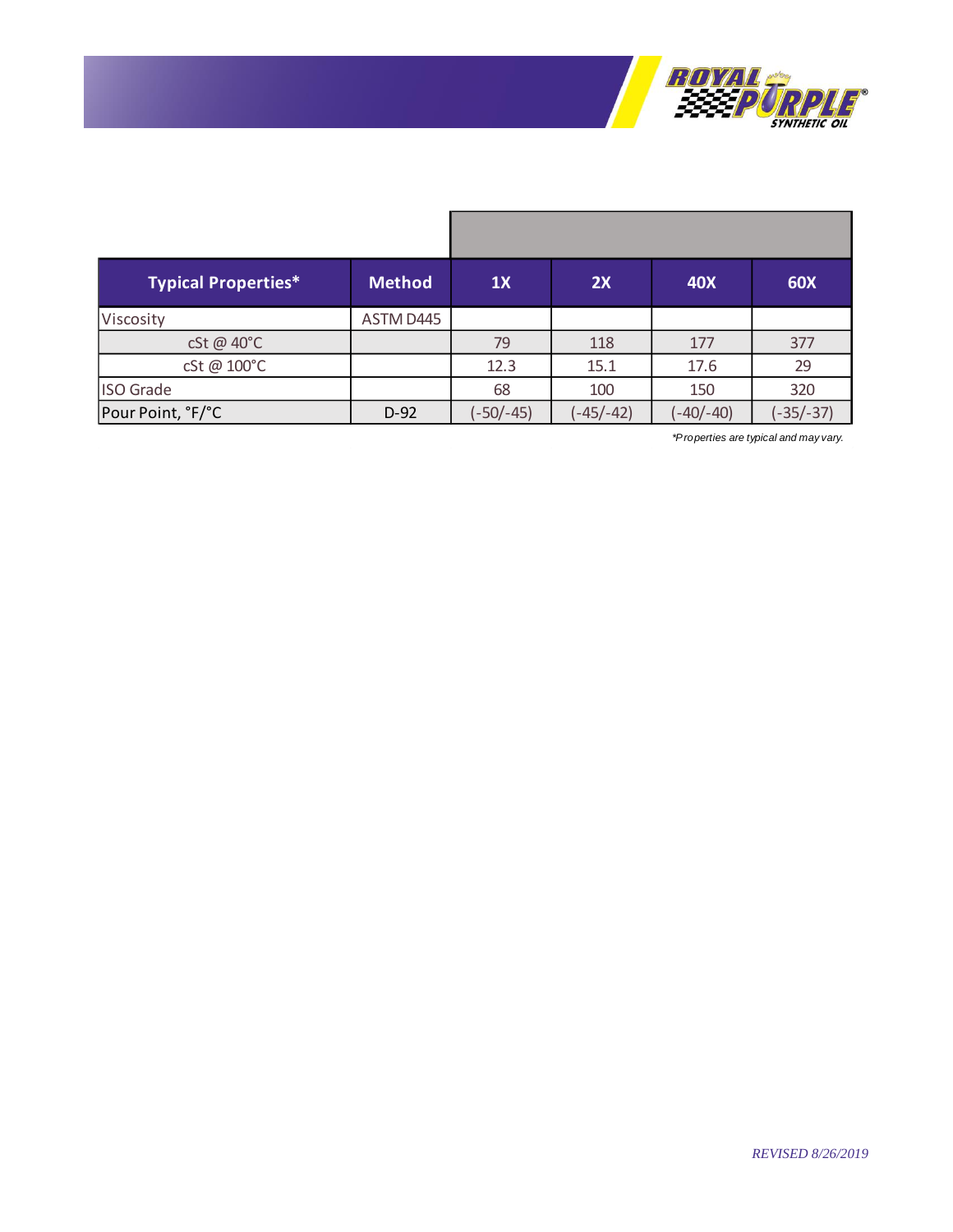| Typical Properties* | Method | 1X | 2X | 40X | 60X |
|---|---|---|---|---|---|
| Viscosity | ASTM D445 | | | | |
| cSt @ 40°C | | 79 | 118 | 177 | 377 |
| cSt @ 100°C | | 12.3 | 15.1 | 17.6 | 29 |
| ISO Grade | | 68 | 100 | 150 | 320 |
| Pour Point, °F/°C | D-92 | (-50/-45) | (-45/-42) | (-40/-40) | (-35/-37) |

*\*Properties are typical and may vary.*

*REVISED 8/26/2019*